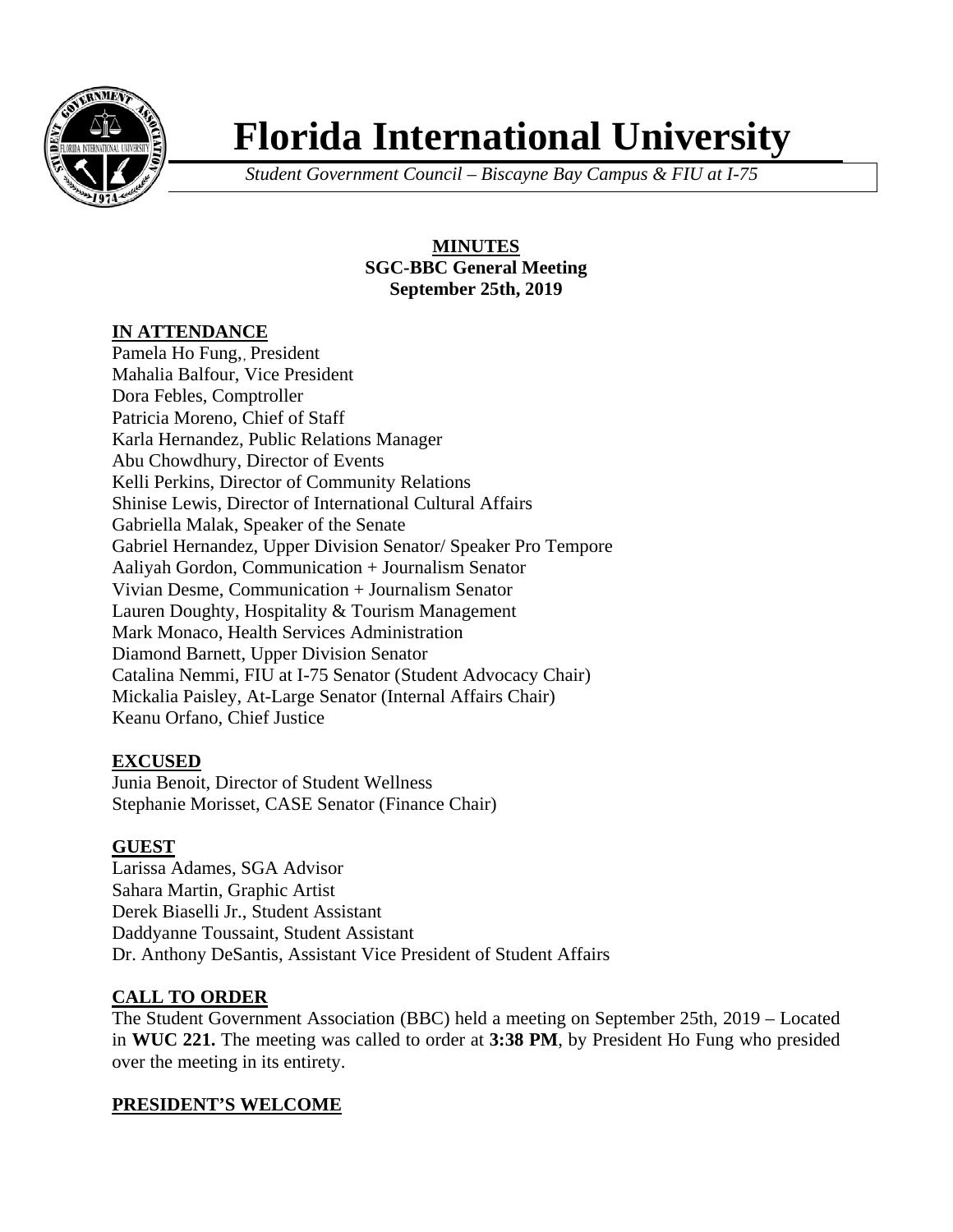# Florida International University

*Student Government Council – Biscayne Bay Campus & FIU at I-75*

**MINUTES**
**SGC-BBC General Meeting**
**September 25th, 2019**

## IN ATTENDANCE

Pamela Ho Fung,, President
Mahalia Balfour, Vice President
Dora Febles, Comptroller
Patricia Moreno, Chief of Staff
Karla Hernandez, Public Relations Manager
Abu Chowdhury, Director of Events
Kelli Perkins, Director of Community Relations
Shinise Lewis, Director of International Cultural Affairs
Gabriella Malak, Speaker of the Senate
Gabriel Hernandez, Upper Division Senator/ Speaker Pro Tempore
Aaliyah Gordon, Communication + Journalism Senator
Vivian Desme, Communication + Journalism Senator
Lauren Doughty, Hospitality & Tourism Management
Mark Monaco, Health Services Administration
Diamond Barnett, Upper Division Senator
Catalina Nemmi, FIU at I-75 Senator (Student Advocacy Chair)
Mickalia Paisley, At-Large Senator (Internal Affairs Chair)
Keanu Orfano, Chief Justice

## EXCUSED

Junia Benoit, Director of Student Wellness
Stephanie Morisset, CASE Senator (Finance Chair)

## GUEST

Larissa Adames, SGA Advisor
Sahara Martin, Graphic Artist
Derek Biaselli Jr., Student Assistant
Daddyanne Toussaint, Student Assistant
Dr. Anthony DeSantis, Assistant Vice President of Student Affairs

## CALL TO ORDER

The Student Government Association (BBC) held a meeting on September 25th, 2019 – Located in **WUC 221.** The meeting was called to order at **3:38 PM**, by President Ho Fung who presided over the meeting in its entirety.

## PRESIDENT'S WELCOME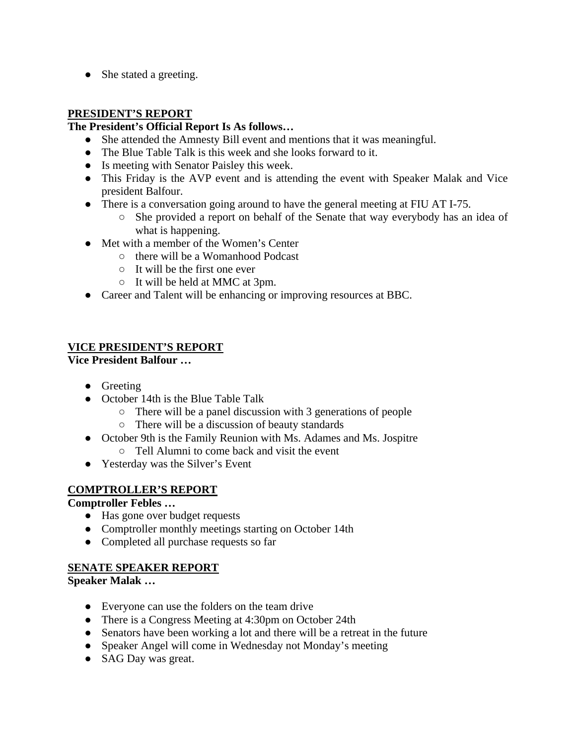- She stated a greeting.

## PRESIDENT'S REPORT

**The President's Official Report Is As follows…**

- She attended the Amnesty Bill event and mentions that it was meaningful.
- The Blue Table Talk is this week and she looks forward to it.
- Is meeting with Senator Paisley this week.
- This Friday is the AVP event and is attending the event with Speaker Malak and Vice president Balfour.
- There is a conversation going around to have the general meeting at FIU AT I-75.
    - She provided a report on behalf of the Senate that way everybody has an idea of what is happening.
- Met with a member of the Women's Center
    - there will be a Womanhood Podcast
    - It will be the first one ever
    - It will be held at MMC at 3pm.
- Career and Talent will be enhancing or improving resources at BBC.

## VICE PRESIDENT'S REPORT

**Vice President Balfour …**

- Greeting
- October 14th is the Blue Table Talk
    - There will be a panel discussion with 3 generations of people
    - There will be a discussion of beauty standards
- October 9th is the Family Reunion with Ms. Adames and Ms. Jospitre
    - Tell Alumni to come back and visit the event
- Yesterday was the Silver's Event

## COMPTROLLER'S REPORT

**Comptroller Febles …**

- Has gone over budget requests
- Comptroller monthly meetings starting on October 14th
- Completed all purchase requests so far

## SENATE SPEAKER REPORT

**Speaker Malak …**

- Everyone can use the folders on the team drive
- There is a Congress Meeting at 4:30pm on October 24th
- Senators have been working a lot and there will be a retreat in the future
- Speaker Angel will come in Wednesday not Monday's meeting
- SAG Day was great.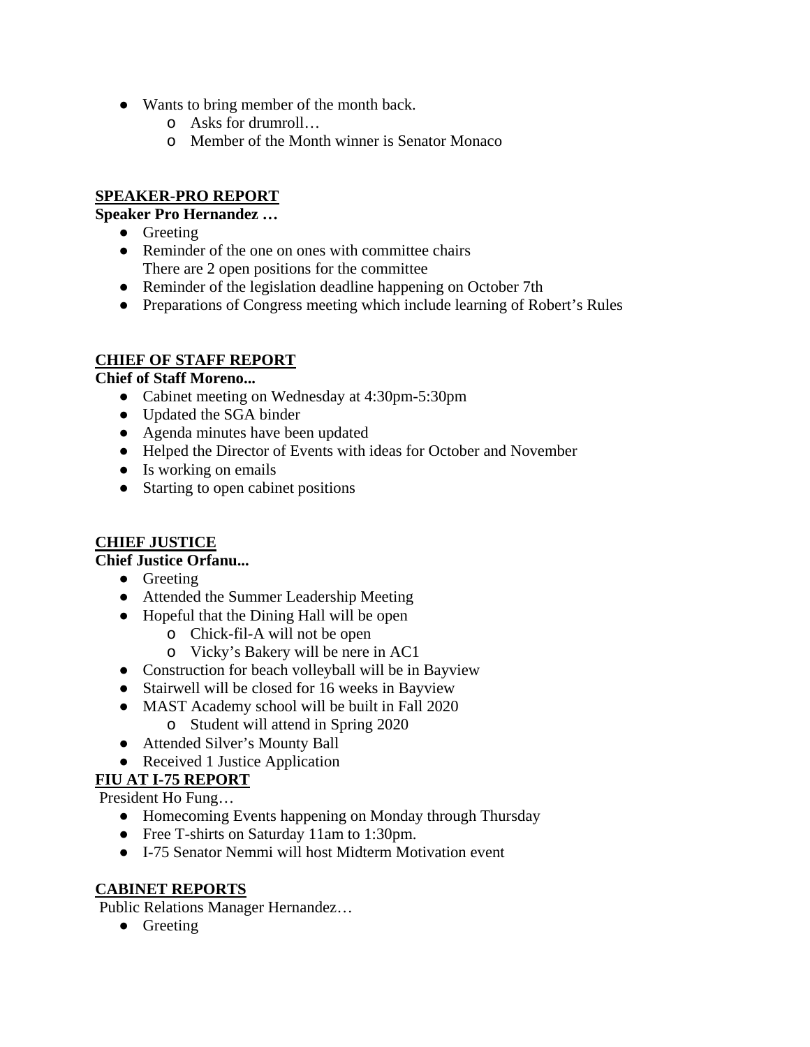- Wants to bring member of the month back.
  - Asks for drumroll…
  - Member of the Month winner is Senator Monaco

## SPEAKER-PRO REPORT

**Speaker Pro Hernandez …**

- Greeting
- Reminder of the one on ones with committee chairs
  There are 2 open positions for the committee
- Reminder of the legislation deadline happening on October 7th
- Preparations of Congress meeting which include learning of Robert's Rules

## CHIEF OF STAFF REPORT

**Chief of Staff Moreno...**

- Cabinet meeting on Wednesday at 4:30pm-5:30pm
- Updated the SGA binder
- Agenda minutes have been updated
- Helped the Director of Events with ideas for October and November
- Is working on emails
- Starting to open cabinet positions

## CHIEF JUSTICE

**Chief Justice Orfanu...**

- Greeting
- Attended the Summer Leadership Meeting
- Hopeful that the Dining Hall will be open
  - Chick-fil-A will not be open
  - Vicky's Bakery will be nere in AC1
- Construction for beach volleyball will be in Bayview
- Stairwell will be closed for 16 weeks in Bayview
- MAST Academy school will be built in Fall 2020
  - Student will attend in Spring 2020
- Attended Silver's Mounty Ball
- Received 1 Justice Application

## FIU AT I-75 REPORT

President Ho Fung…

- Homecoming Events happening on Monday through Thursday
- Free T-shirts on Saturday 11am to 1:30pm.
- I-75 Senator Nemmi will host Midterm Motivation event

## CABINET REPORTS

Public Relations Manager Hernandez…

- Greeting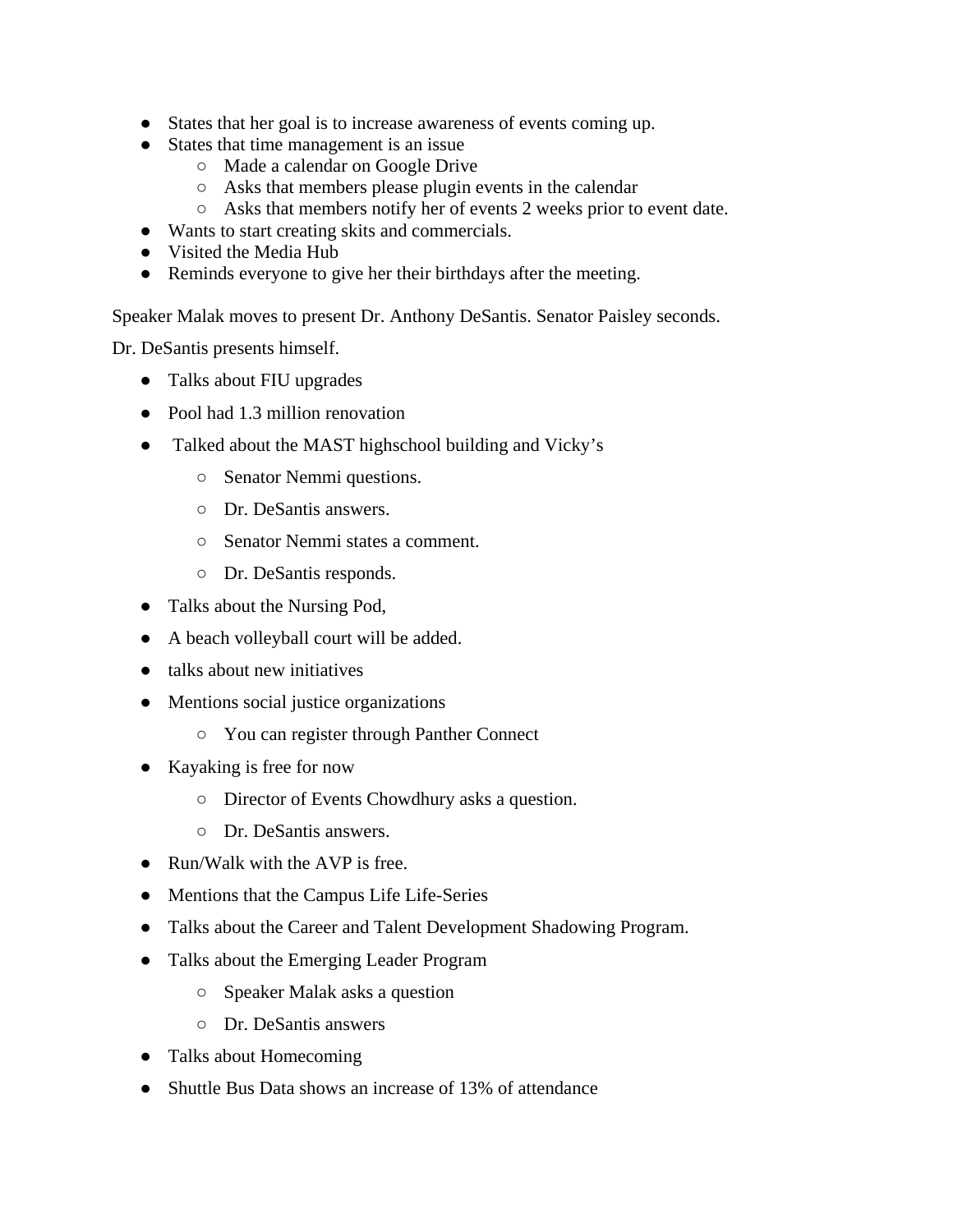- States that her goal is to increase awareness of events coming up.
- States that time management is an issue
    - Made a calendar on Google Drive
    - Asks that members please plugin events in the calendar
    - Asks that members notify her of events 2 weeks prior to event date.
- Wants to start creating skits and commercials.
- Visited the Media Hub
- Reminds everyone to give her their birthdays after the meeting.

Speaker Malak moves to present Dr. Anthony DeSantis. Senator Paisley seconds.

Dr. DeSantis presents himself.

- Talks about FIU upgrades
- Pool had 1.3 million renovation
- Talked about the MAST highschool building and Vicky's
    - Senator Nemmi questions.
    - Dr. DeSantis answers.
    - Senator Nemmi states a comment.
    - Dr. DeSantis responds.
- Talks about the Nursing Pod,
- A beach volleyball court will be added.
- talks about new initiatives
- Mentions social justice organizations
    - You can register through Panther Connect
- Kayaking is free for now
    - Director of Events Chowdhury asks a question.
    - Dr. DeSantis answers.
- Run/Walk with the AVP is free.
- Mentions that the Campus Life Life-Series
- Talks about the Career and Talent Development Shadowing Program.
- Talks about the Emerging Leader Program
    - Speaker Malak asks a question
    - Dr. DeSantis answers
- Talks about Homecoming
- Shuttle Bus Data shows an increase of 13% of attendance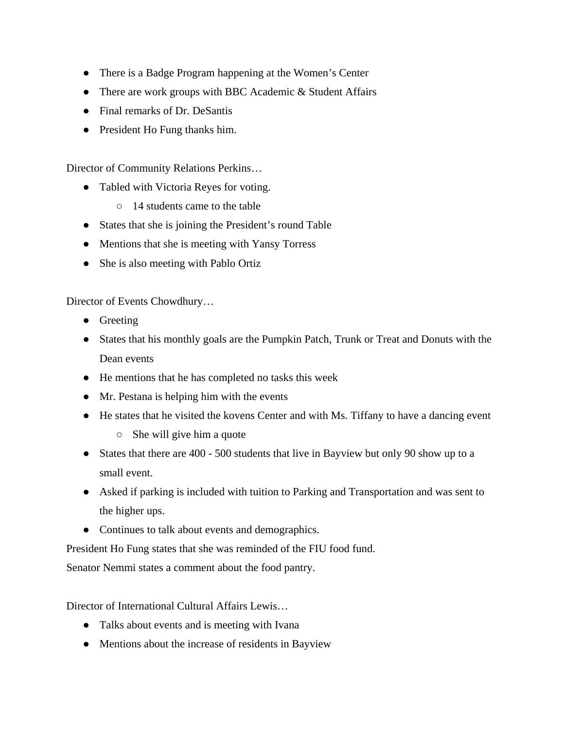- There is a Badge Program happening at the Women's Center
- There are work groups with BBC Academic & Student Affairs
- Final remarks of Dr. DeSantis
- President Ho Fung thanks him.

Director of Community Relations Perkins…

- Tabled with Victoria Reyes for voting.
    - 14 students came to the table
- States that she is joining the President's round Table
- Mentions that she is meeting with Yansy Torress
- She is also meeting with Pablo Ortiz

Director of Events Chowdhury…

- Greeting
- States that his monthly goals are the Pumpkin Patch, Trunk or Treat and Donuts with the Dean events
- He mentions that he has completed no tasks this week
- Mr. Pestana is helping him with the events
- He states that he visited the kovens Center and with Ms. Tiffany to have a dancing event
    - She will give him a quote
- States that there are 400 - 500 students that live in Bayview but only 90 show up to a small event.
- Asked if parking is included with tuition to Parking and Transportation and was sent to the higher ups.
- Continues to talk about events and demographics.

President Ho Fung states that she was reminded of the FIU food fund.

Senator Nemmi states a comment about the food pantry.

Director of International Cultural Affairs Lewis…

- Talks about events and is meeting with Ivana
- Mentions about the increase of residents in Bayview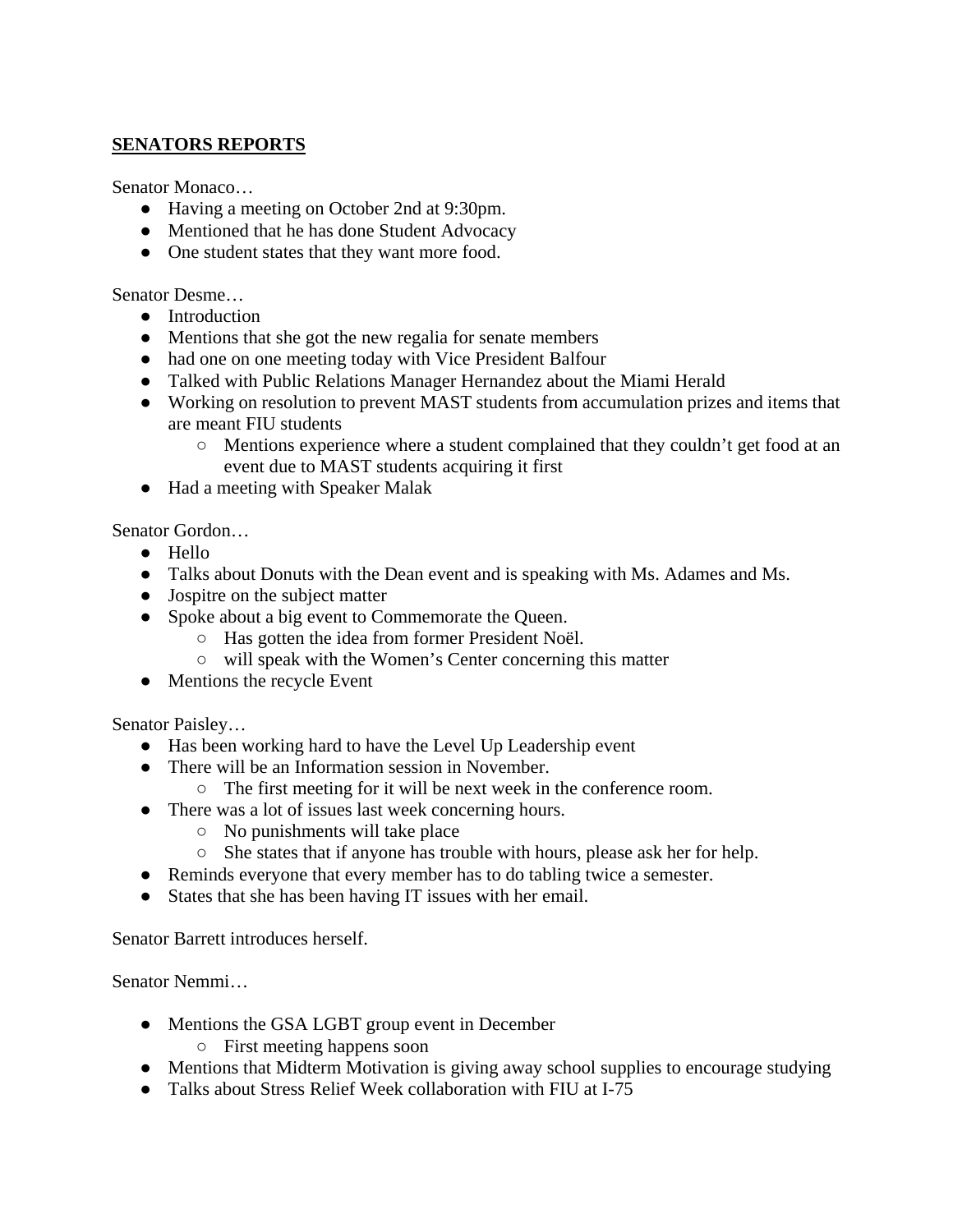## **SENATORS REPORTS**

Senator Monaco…

- Having a meeting on October 2nd at 9:30pm.
- Mentioned that he has done Student Advocacy
- One student states that they want more food.

Senator Desme…

- Introduction
- Mentions that she got the new regalia for senate members
- had one on one meeting today with Vice President Balfour
- Talked with Public Relations Manager Hernandez about the Miami Herald
- Working on resolution to prevent MAST students from accumulation prizes and items that are meant FIU students
    - Mentions experience where a student complained that they couldn't get food at an event due to MAST students acquiring it first
- Had a meeting with Speaker Malak

Senator Gordon…

- Hello
- Talks about Donuts with the Dean event and is speaking with Ms. Adames and Ms.
- Jospitre on the subject matter
- Spoke about a big event to Commemorate the Queen.
    - Has gotten the idea from former President Noël.
    - will speak with the Women's Center concerning this matter
- Mentions the recycle Event

Senator Paisley…

- Has been working hard to have the Level Up Leadership event
- There will be an Information session in November.
    - The first meeting for it will be next week in the conference room.
- There was a lot of issues last week concerning hours.
    - No punishments will take place
    - She states that if anyone has trouble with hours, please ask her for help.
- Reminds everyone that every member has to do tabling twice a semester.
- States that she has been having IT issues with her email.

Senator Barrett introduces herself.

Senator Nemmi…

- Mentions the GSA LGBT group event in December
    - First meeting happens soon
- Mentions that Midterm Motivation is giving away school supplies to encourage studying
- Talks about Stress Relief Week collaboration with FIU at I-75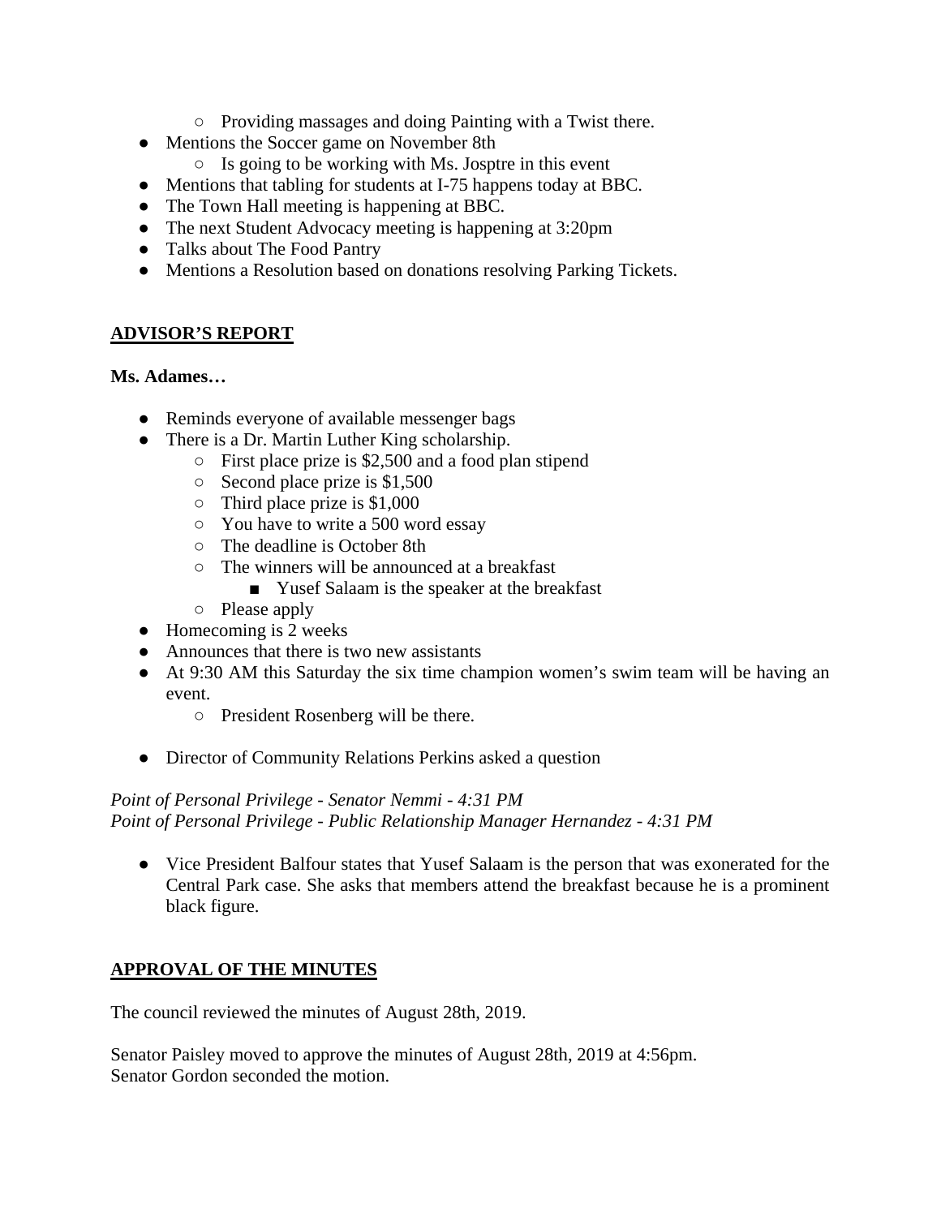- Providing massages and doing Painting with a Twist there.
- Mentions the Soccer game on November 8th
    - Is going to be working with Ms. Josptre in this event
- Mentions that tabling for students at I-75 happens today at BBC.
- The Town Hall meeting is happening at BBC.
- The next Student Advocacy meeting is happening at 3:20pm
- Talks about The Food Pantry
- Mentions a Resolution based on donations resolving Parking Tickets.

## ADVISOR'S REPORT

**Ms. Adames…**

- Reminds everyone of available messenger bags
- There is a Dr. Martin Luther King scholarship.
    - First place prize is $2,500 and a food plan stipend
    - Second place prize is $1,500
    - Third place prize is $1,000
    - You have to write a 500 word essay
    - The deadline is October 8th
    - The winners will be announced at a breakfast
        - Yusef Salaam is the speaker at the breakfast
    - Please apply
- Homecoming is 2 weeks
- Announces that there is two new assistants
- At 9:30 AM this Saturday the six time champion women's swim team will be having an event.
    - President Rosenberg will be there.

- Director of Community Relations Perkins asked a question

*Point of Personal Privilege - Senator Nemmi - 4:31 PM*
*Point of Personal Privilege - Public Relationship Manager Hernandez - 4:31 PM*

- Vice President Balfour states that Yusef Salaam is the person that was exonerated for the Central Park case. She asks that members attend the breakfast because he is a prominent black figure.

## APPROVAL OF THE MINUTES

The council reviewed the minutes of August 28th, 2019.

Senator Paisley moved to approve the minutes of August 28th, 2019 at 4:56pm.
Senator Gordon seconded the motion.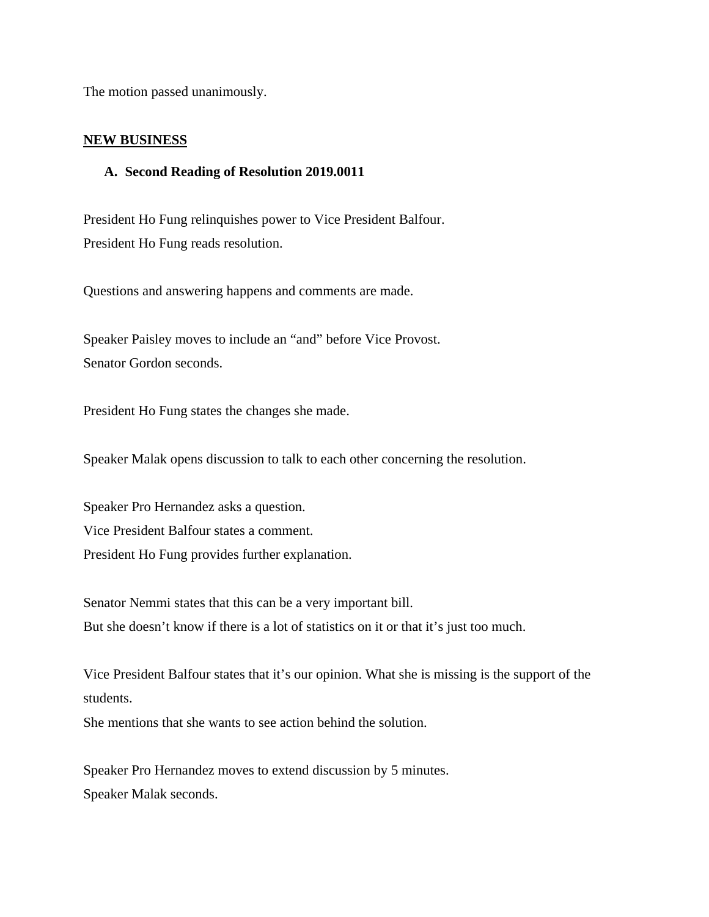The motion passed unanimously.

## NEW BUSINESS

### A. Second Reading of Resolution 2019.0011

President Ho Fung relinquishes power to Vice President Balfour.
President Ho Fung reads resolution.

Questions and answering happens and comments are made.

Speaker Paisley moves to include an "and" before Vice Provost.
Senator Gordon seconds.

President Ho Fung states the changes she made.

Speaker Malak opens discussion to talk to each other concerning the resolution.

Speaker Pro Hernandez asks a question.
Vice President Balfour states a comment.
President Ho Fung provides further explanation.

Senator Nemmi states that this can be a very important bill.
But she doesn't know if there is a lot of statistics on it or that it's just too much.

Vice President Balfour states that it's our opinion. What she is missing is the support of the students.
She mentions that she wants to see action behind the solution.

Speaker Pro Hernandez moves to extend discussion by 5 minutes.
Speaker Malak seconds.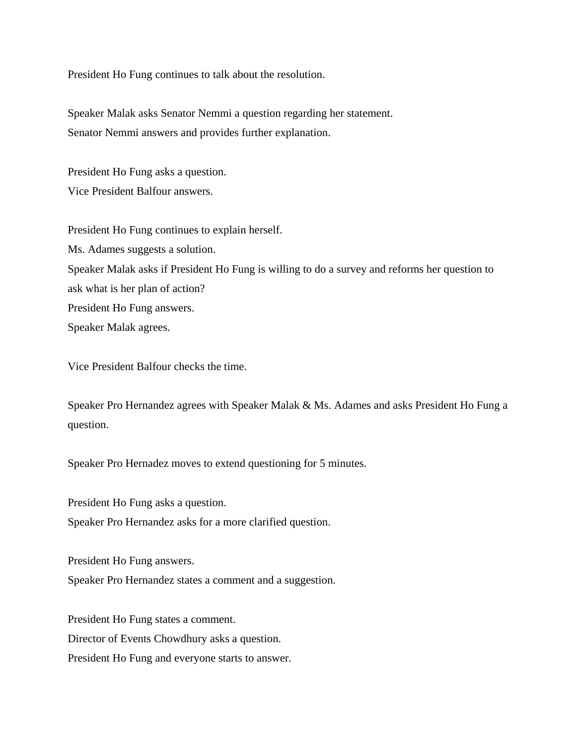President Ho Fung continues to talk about the resolution.

Speaker Malak asks Senator Nemmi a question regarding her statement.
Senator Nemmi answers and provides further explanation.

President Ho Fung asks a question.
Vice President Balfour answers.

President Ho Fung continues to explain herself.
Ms. Adames suggests a solution.
Speaker Malak asks if President Ho Fung is willing to do a survey and reforms her question to ask what is her plan of action?
President Ho Fung answers.
Speaker Malak agrees.

Vice President Balfour checks the time.

Speaker Pro Hernandez agrees with Speaker Malak & Ms. Adames and asks President Ho Fung a question.

Speaker Pro Hernadez moves to extend questioning for 5 minutes.

President Ho Fung asks a question.
Speaker Pro Hernandez asks for a more clarified question.

President Ho Fung answers.
Speaker Pro Hernandez states a comment and a suggestion.

President Ho Fung states a comment.
Director of Events Chowdhury asks a question.
President Ho Fung and everyone starts to answer.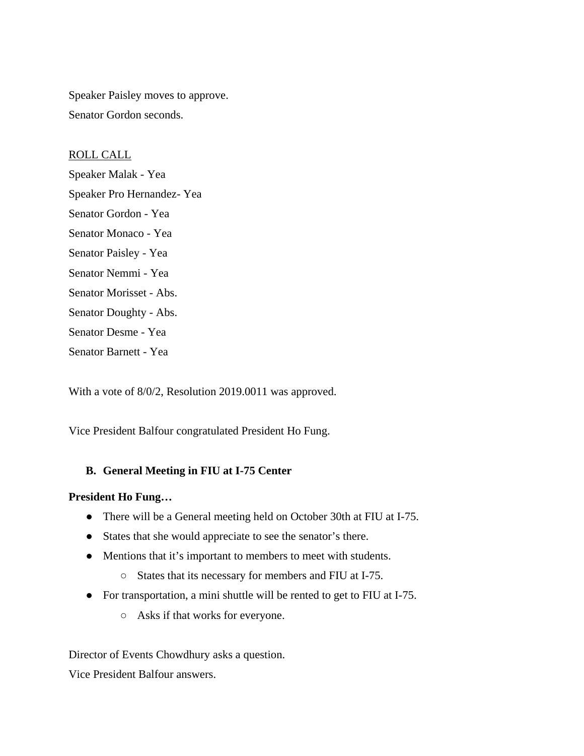Speaker Paisley moves to approve.

Senator Gordon seconds.

<u>ROLL CALL</u>

Speaker Malak - Yea

Speaker Pro Hernandez- Yea

Senator Gordon - Yea

Senator Monaco - Yea

Senator Paisley - Yea

Senator Nemmi - Yea

Senator Morisset - Abs.

Senator Doughty - Abs.

Senator Desme - Yea

Senator Barnett - Yea

With a vote of 8/0/2, Resolution 2019.0011 was approved.

Vice President Balfour congratulated President Ho Fung.

**B. General Meeting in FIU at I-75 Center**

**President Ho Fung…**

- There will be a General meeting held on October 30th at FIU at I-75.
- States that she would appreciate to see the senator's there.
- Mentions that it's important to members to meet with students.
    - States that its necessary for members and FIU at I-75.
- For transportation, a mini shuttle will be rented to get to FIU at I-75.
    - Asks if that works for everyone.

Director of Events Chowdhury asks a question.

Vice President Balfour answers.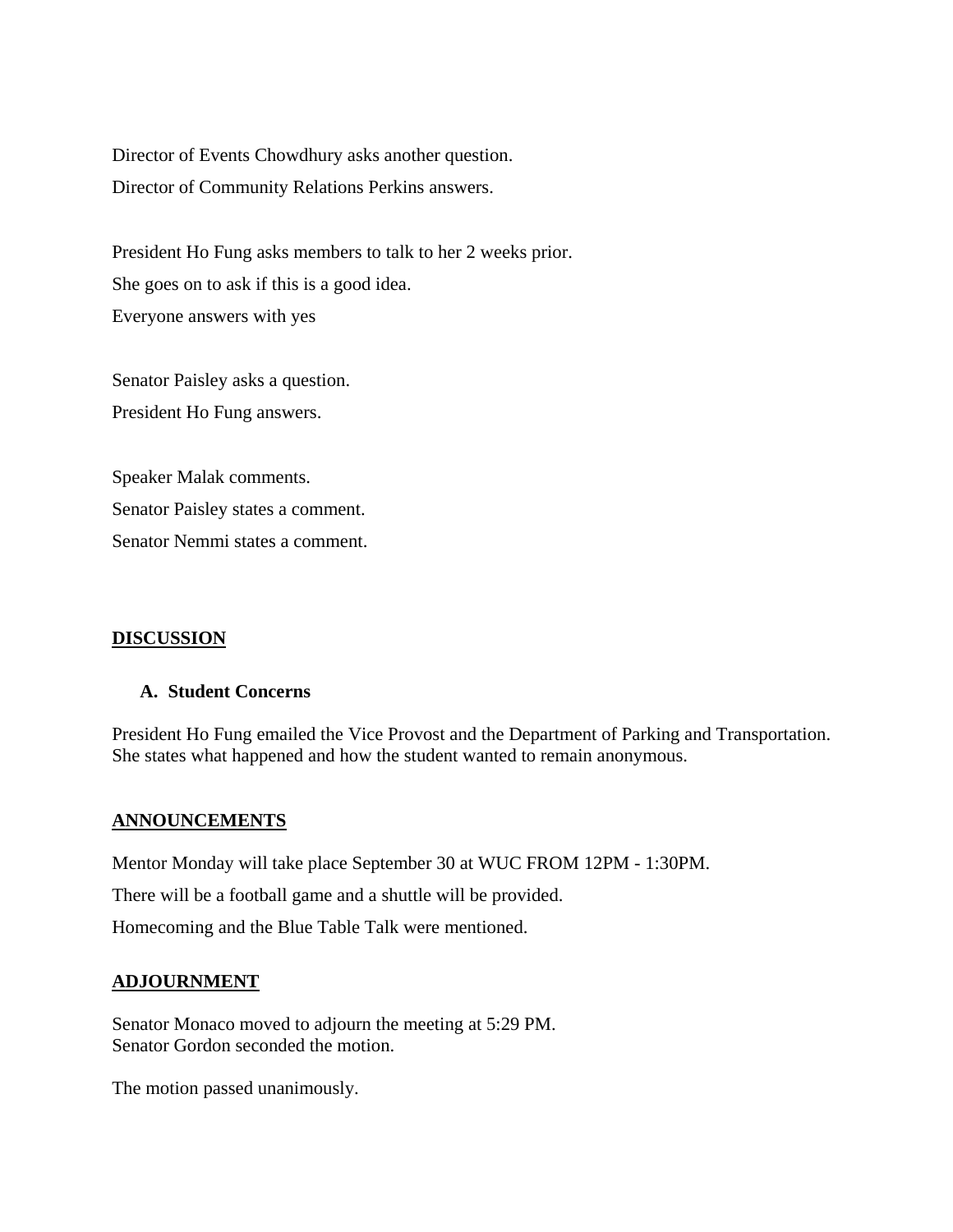Director of Events Chowdhury asks another question.

Director of Community Relations Perkins answers.

President Ho Fung asks members to talk to her 2 weeks prior.

She goes on to ask if this is a good idea.

Everyone answers with yes

Senator Paisley asks a question.

President Ho Fung answers.

Speaker Malak comments.

Senator Paisley states a comment.

Senator Nemmi states a comment.

## DISCUSSION

### A. Student Concerns

President Ho Fung emailed the Vice Provost and the Department of Parking and Transportation. She states what happened and how the student wanted to remain anonymous.

## ANNOUNCEMENTS

Mentor Monday will take place September 30 at WUC FROM 12PM - 1:30PM.

There will be a football game and a shuttle will be provided.

Homecoming and the Blue Table Talk were mentioned.

## ADJOURNMENT

Senator Monaco moved to adjourn the meeting at 5:29 PM.
Senator Gordon seconded the motion.

The motion passed unanimously.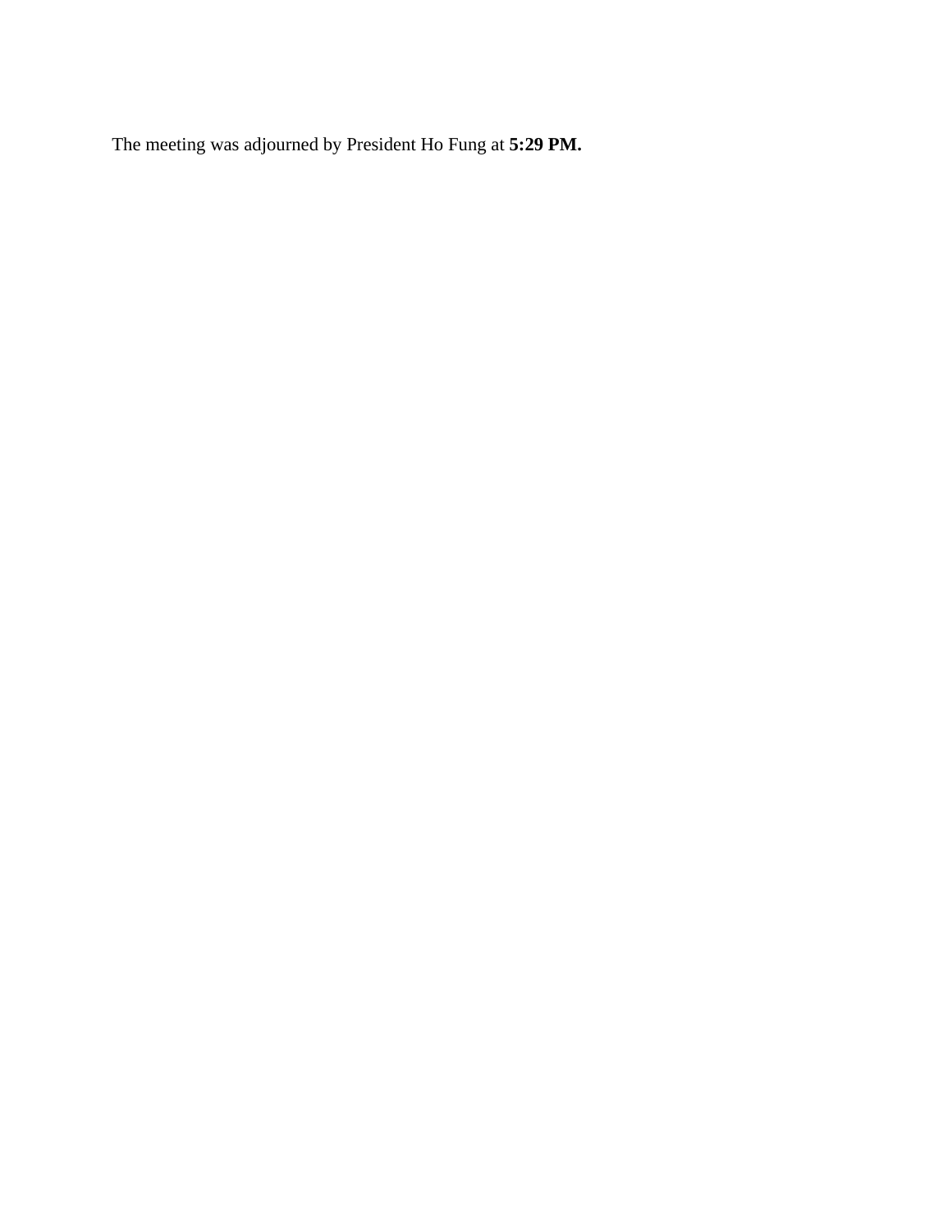The meeting was adjourned by President Ho Fung at **5:29 PM.**